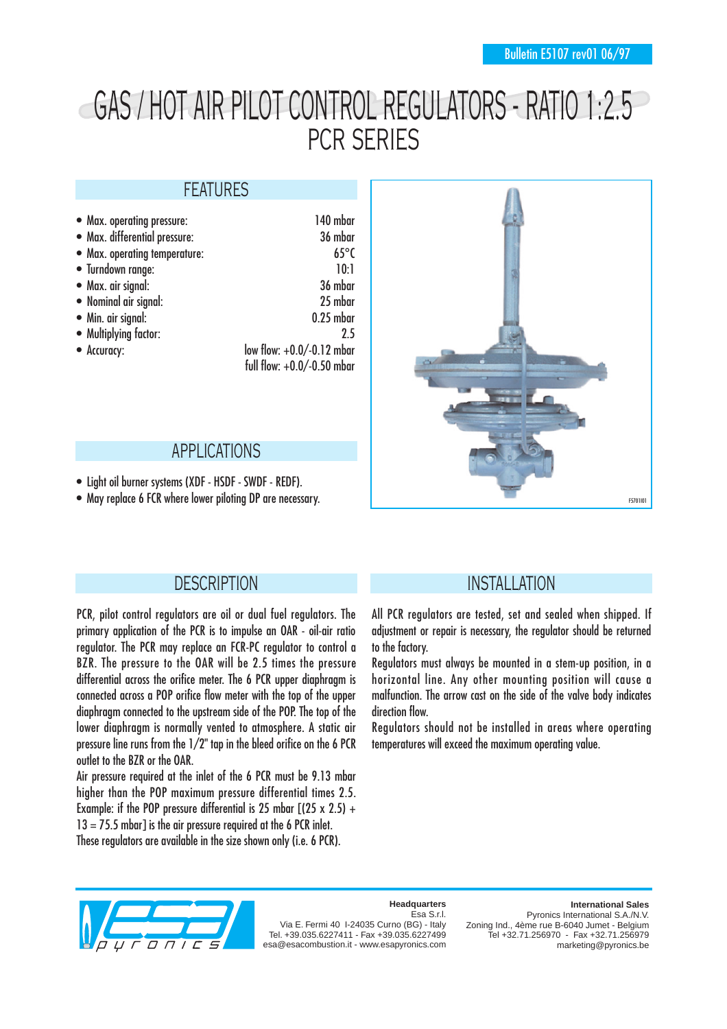Bulletin E5107 rev01 06/97

# GAS / HOT AIR PILOT CONTROL REGULATORS - RATIO 1:2.5
# PCR SERIES

## FEATURES

| | |
|---|---|
| • Max. operating pressure: | 140 mbar |
| • Max. differential pressure: | 36 mbar |
| • Max. operating temperature: | 65°C |
| • Turndown range: | 10:1 |
| • Max. air signal: | 36 mbar |
| • Nominal air signal: | 25 mbar |
| • Min. air signal: | 0.25 mbar |
| • Multiplying factor: | 2.5 |
| • Accuracy: | low flow: +0.0/-0.12 mbar<br>full flow: +0.0/-0.50 mbar |

F5701I01

## APPLICATIONS

- Light oil burner systems (XDF - HSDF - SWDF - REDF).
- May replace 6 FCR where lower piloting DP are necessary.

## DESCRIPTION

PCR, pilot control regulators are oil or dual fuel regulators. The primary application of the PCR is to impulse an OAR - oil-air ratio regulator. The PCR may replace an FCR-PC regulator to control a BZR. The pressure to the OAR will be 2.5 times the pressure differential across the orifice meter. The 6 PCR upper diaphragm is connected across a POP orifice flow meter with the top of the upper diaphragm connected to the upstream side of the POP. The top of the lower diaphragm is normally vented to atmosphere. A static air pressure line runs from the 1/2" tap in the bleed orifice on the 6 PCR outlet to the BZR or the OAR.

Air pressure required at the inlet of the 6 PCR must be 9.13 mbar higher than the POP maximum pressure differential times 2.5. Example: if the POP pressure differential is 25 mbar [(25 x 2.5) + 13 = 75.5 mbar] is the air pressure required at the 6 PCR inlet.

These regulators are available in the size shown only (i.e. 6 PCR).

## INSTALLATION

All PCR regulators are tested, set and sealed when shipped. If adjustment or repair is necessary, the regulator should be returned to the factory.

Regulators must always be mounted in a stem-up position, in a horizontal line. Any other mounting position will cause a malfunction. The arrow cast on the side of the valve body indicates direction flow.

Regulators should not be installed in areas where operating temperatures will exceed the maximum operating value.

**Headquarters**
Esa S.r.l.
Via E. Fermi 40 I-24035 Curno (BG) - Italy
Tel. +39.035.6227411 - Fax +39.035.6227499
esa@esacombustion.it - www.esapyronics.com

**International Sales**
Pyronics International S.A./N.V.
Zoning Ind., 4ème rue B-6040 Jumet - Belgium
Tel +32.71.256970 - Fax +32.71.256979
marketing@pyronics.be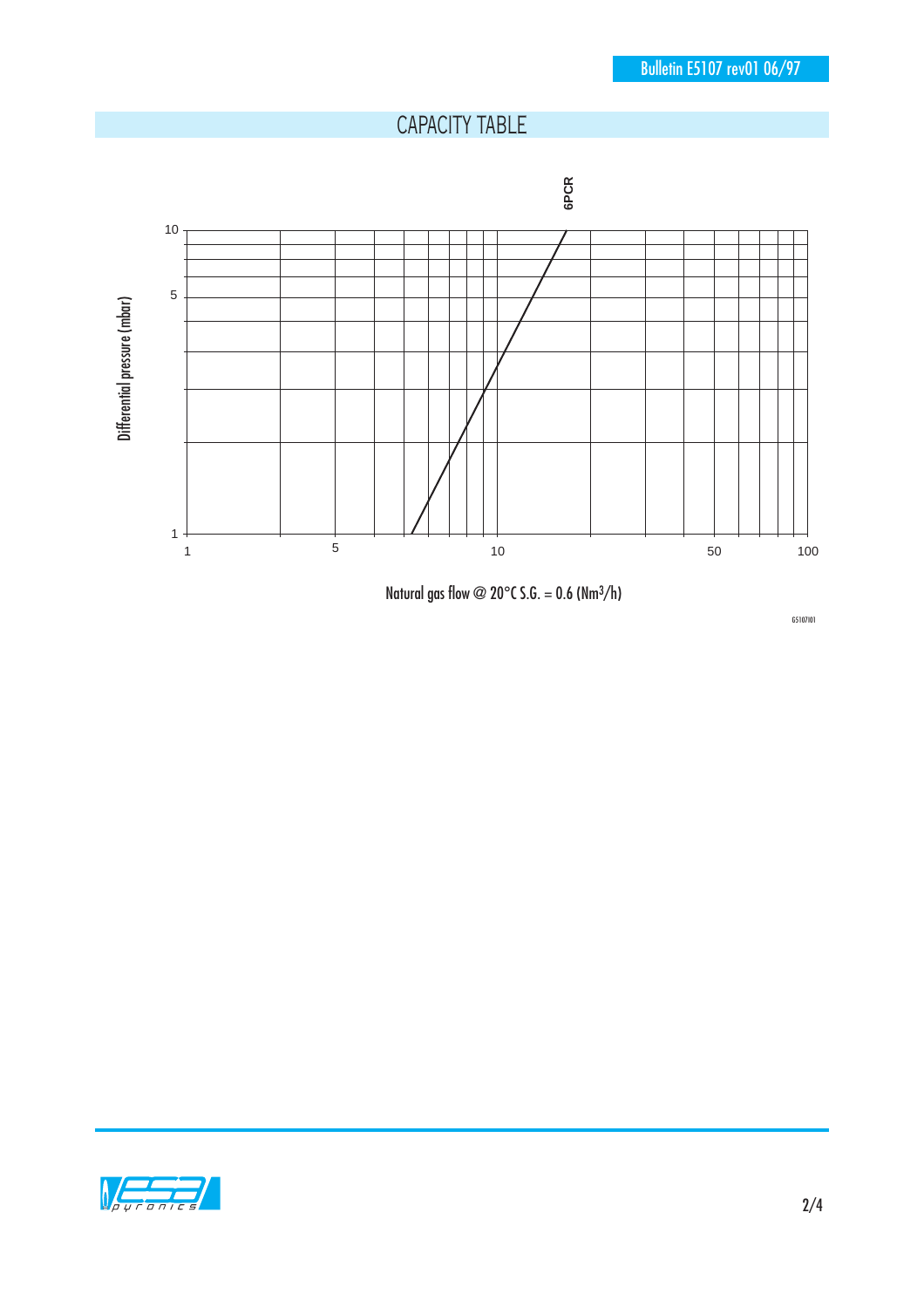## CAPACITY TABLE

6PCR

Differential pressure (mbar)

10

5

1

1 5 10 50 100

Natural gas flow @ 20°C S.G. = 0.6 (Nm³/h)

G5107I01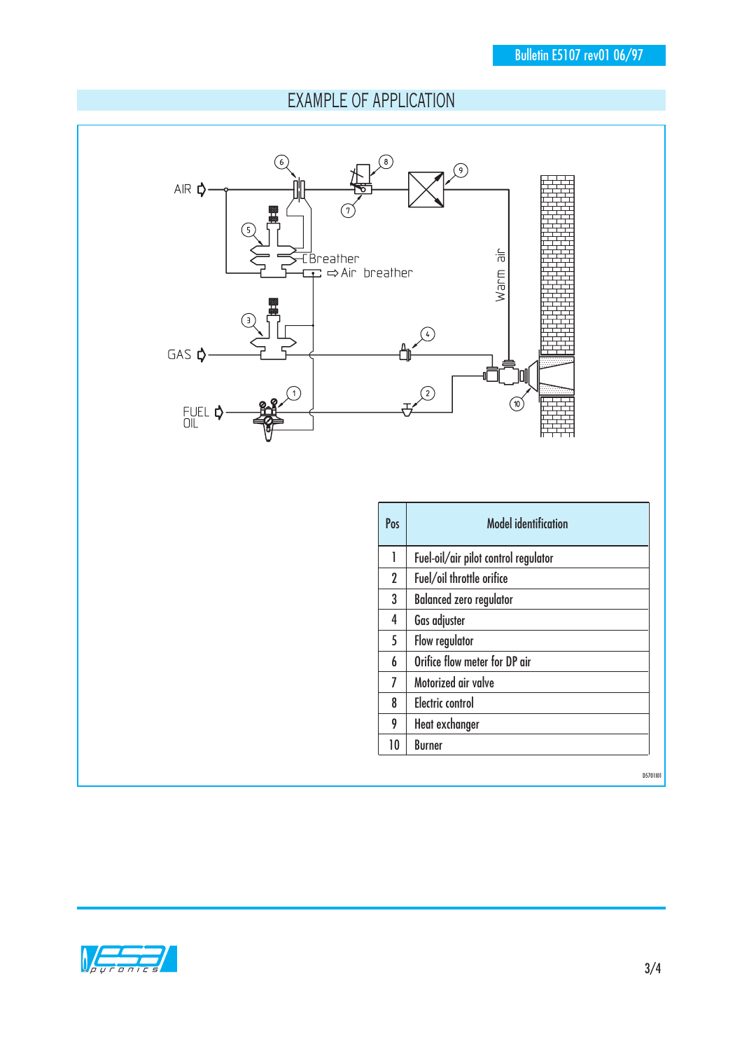# EXAMPLE OF APPLICATION

AIR

Breather

Air breather

Warm air

GAS

FUEL OIL

| Pos | Model identification |
|---|---|
| 1 | Fuel-oil/air pilot control regulator |
| 2 | Fuel/oil throttle orifice |
| 3 | Balanced zero regulator |
| 4 | Gas adjuster |
| 5 | Flow regulator |
| 6 | Orifice flow meter for DP air |
| 7 | Motorized air valve |
| 8 | Electric control |
| 9 | Heat exchanger |
| 10 | Burner |

D5701I01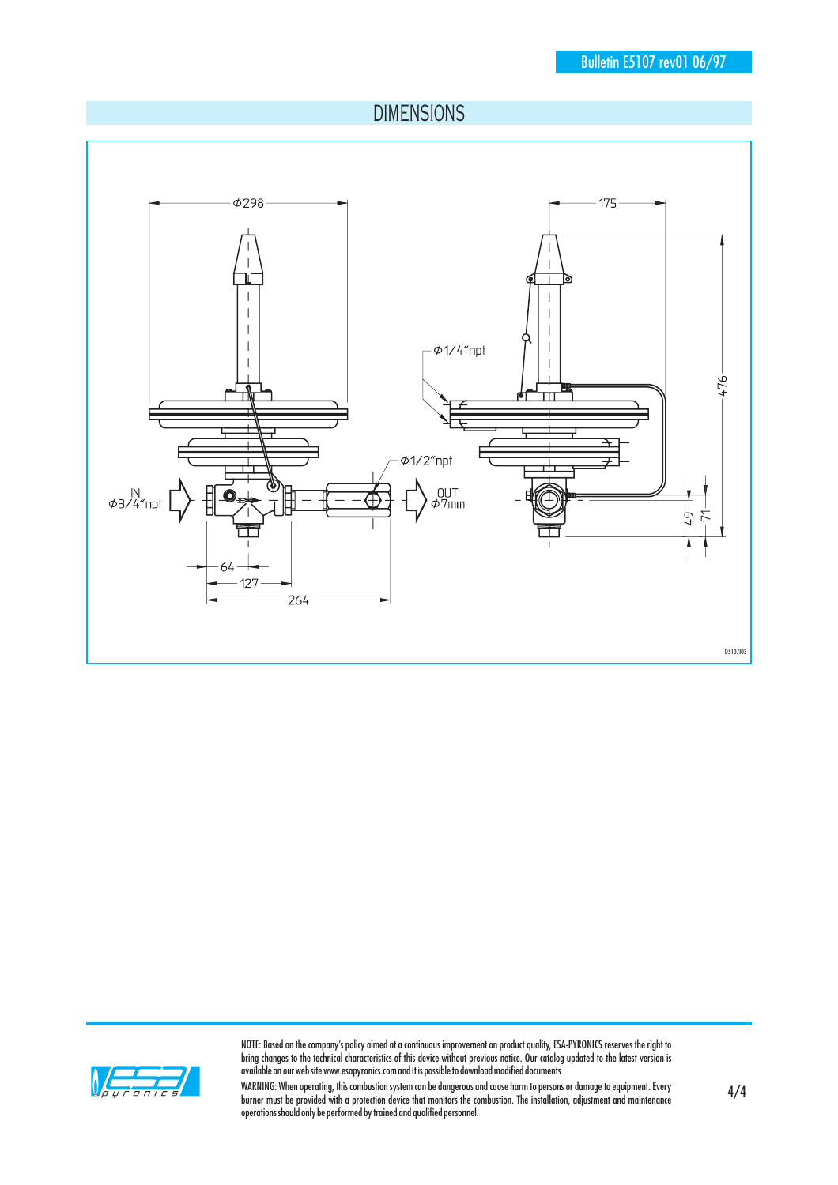## DIMENSIONS

Φ298

175

Φ1/4"npt

476

Φ1/2"npt

IN
Φ3/4"npt

OUT
Φ7mm

49

71

64

127

264

D5107I03

NOTE: Based on the company's policy aimed at a continuous improvement on product quality, ESA-PYRONICS reserves the right to bring changes to the technical characteristics of this device without previous notice. Our catalog updated to the latest version is available on our web site www.esapyronics.com and it is possible to download modified documents

WARNING: When operating, this combustion system can be dangerous and cause harm to persons or damage to equipment. Every burner must be provided with a protection device that monitors the combustion. The installation, adjustment and maintenance operations should only be performed by trained and qualified personnel.